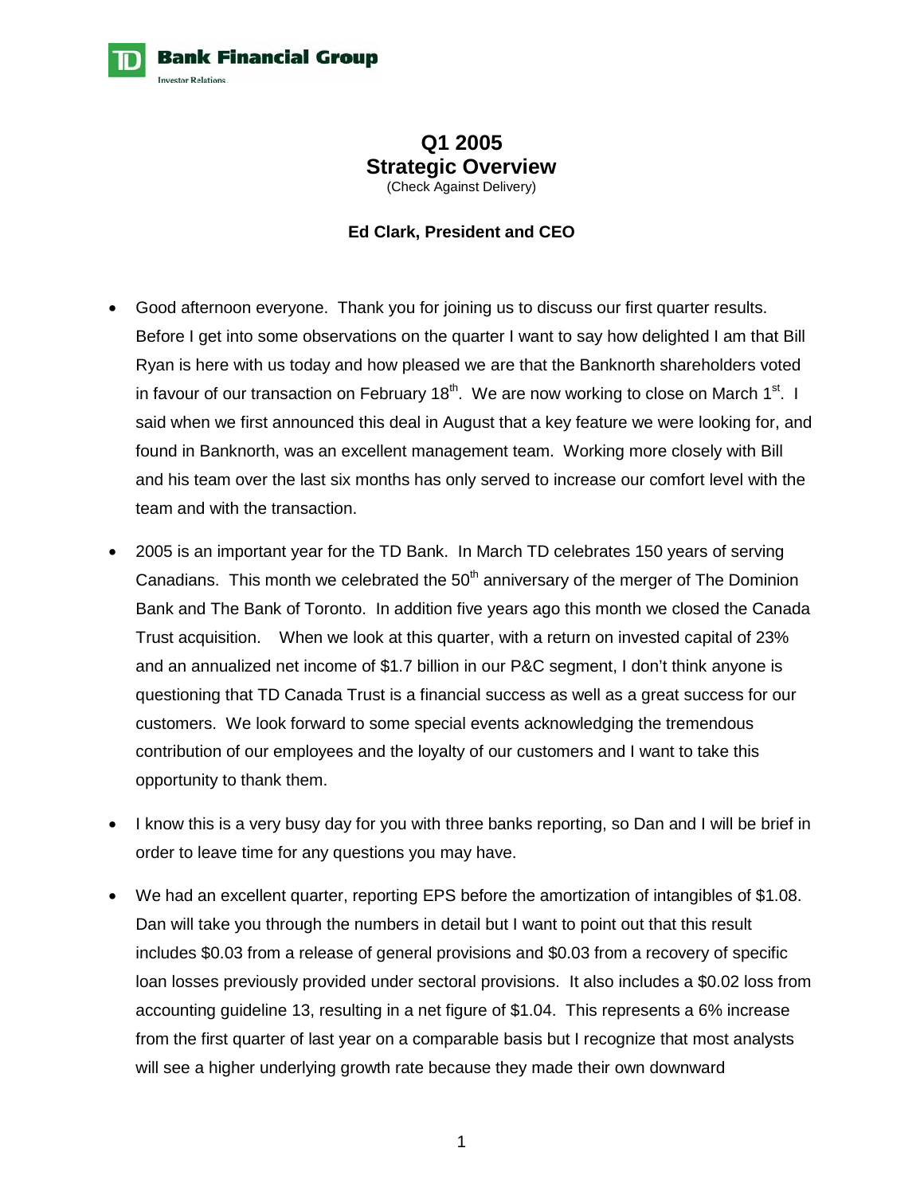# Q1 2005
# Strategic Overview

(Check Against Delivery)

**Ed Clark, President and CEO**

- Good afternoon everyone. Thank you for joining us to discuss our first quarter results. Before I get into some observations on the quarter I want to say how delighted I am that Bill Ryan is here with us today and how pleased we are that the Banknorth shareholders voted in favour of our transaction on February 18th. We are now working to close on March 1st. I said when we first announced this deal in August that a key feature we were looking for, and found in Banknorth, was an excellent management team. Working more closely with Bill and his team over the last six months has only served to increase our comfort level with the team and with the transaction.
- 2005 is an important year for the TD Bank. In March TD celebrates 150 years of serving Canadians. This month we celebrated the 50th anniversary of the merger of The Dominion Bank and The Bank of Toronto. In addition five years ago this month we closed the Canada Trust acquisition. When we look at this quarter, with a return on invested capital of 23% and an annualized net income of $1.7 billion in our P&C segment, I don't think anyone is questioning that TD Canada Trust is a financial success as well as a great success for our customers. We look forward to some special events acknowledging the tremendous contribution of our employees and the loyalty of our customers and I want to take this opportunity to thank them.
- I know this is a very busy day for you with three banks reporting, so Dan and I will be brief in order to leave time for any questions you may have.
- We had an excellent quarter, reporting EPS before the amortization of intangibles of $1.08. Dan will take you through the numbers in detail but I want to point out that this result includes $0.03 from a release of general provisions and $0.03 from a recovery of specific loan losses previously provided under sectoral provisions. It also includes a $0.02 loss from accounting guideline 13, resulting in a net figure of $1.04. This represents a 6% increase from the first quarter of last year on a comparable basis but I recognize that most analysts will see a higher underlying growth rate because they made their own downward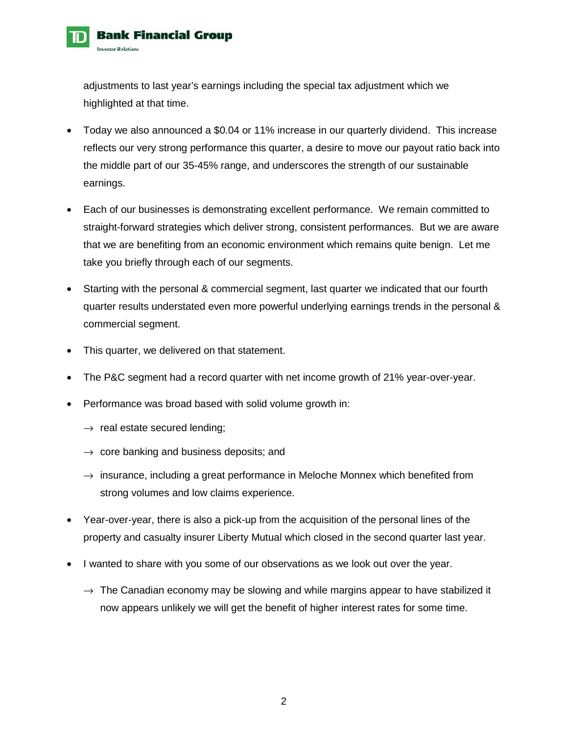adjustments to last year's earnings including the special tax adjustment which we highlighted at that time.

- Today we also announced a $0.04 or 11% increase in our quarterly dividend. This increase reflects our very strong performance this quarter, a desire to move our payout ratio back into the middle part of our 35-45% range, and underscores the strength of our sustainable earnings.
- Each of our businesses is demonstrating excellent performance. We remain committed to straight-forward strategies which deliver strong, consistent performances. But we are aware that we are benefiting from an economic environment which remains quite benign. Let me take you briefly through each of our segments.
- Starting with the personal & commercial segment, last quarter we indicated that our fourth quarter results understated even more powerful underlying earnings trends in the personal & commercial segment.
- This quarter, we delivered on that statement.
- The P&C segment had a record quarter with net income growth of 21% year-over-year.
- Performance was broad based with solid volume growth in:
  - → real estate secured lending;
  - → core banking and business deposits; and
  - → insurance, including a great performance in Meloche Monnex which benefited from strong volumes and low claims experience.
- Year-over-year, there is also a pick-up from the acquisition of the personal lines of the property and casualty insurer Liberty Mutual which closed in the second quarter last year.
- I wanted to share with you some of our observations as we look out over the year.
  - → The Canadian economy may be slowing and while margins appear to have stabilized it now appears unlikely we will get the benefit of higher interest rates for some time.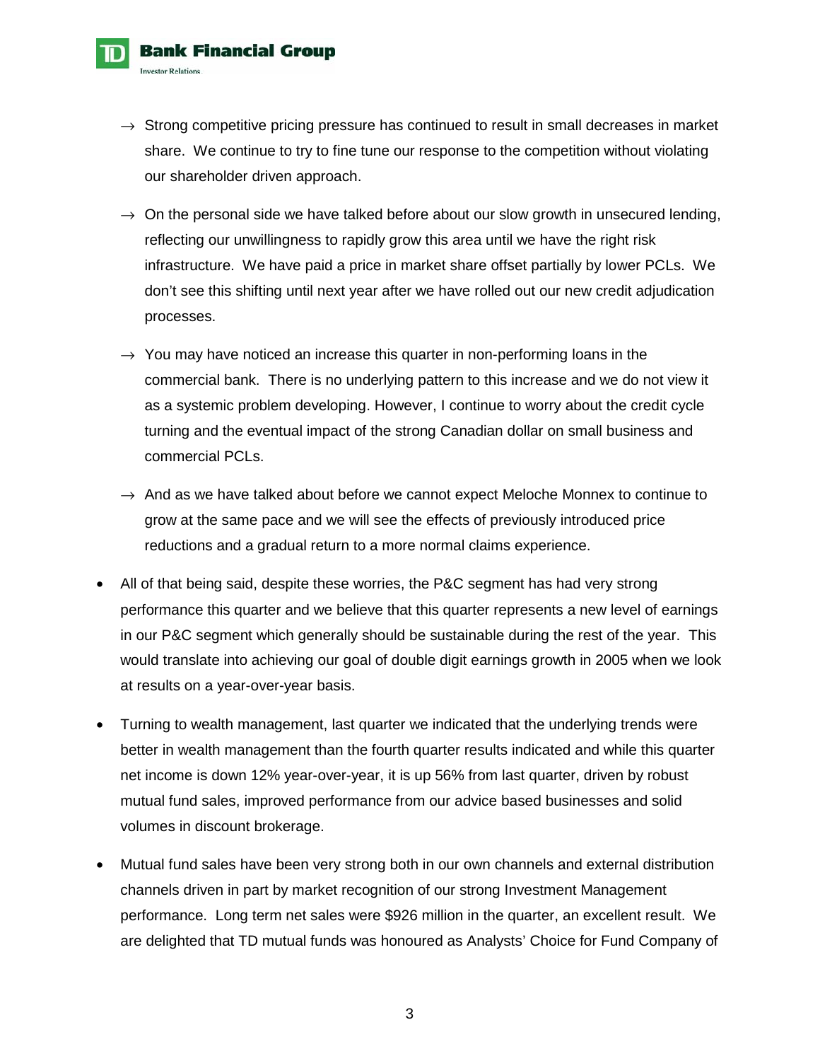- → Strong competitive pricing pressure has continued to result in small decreases in market share. We continue to try to fine tune our response to the competition without violating our shareholder driven approach.
- → On the personal side we have talked before about our slow growth in unsecured lending, reflecting our unwillingness to rapidly grow this area until we have the right risk infrastructure. We have paid a price in market share offset partially by lower PCLs. We don't see this shifting until next year after we have rolled out our new credit adjudication processes.
- → You may have noticed an increase this quarter in non-performing loans in the commercial bank. There is no underlying pattern to this increase and we do not view it as a systemic problem developing. However, I continue to worry about the credit cycle turning and the eventual impact of the strong Canadian dollar on small business and commercial PCLs.
- → And as we have talked about before we cannot expect Meloche Monnex to continue to grow at the same pace and we will see the effects of previously introduced price reductions and a gradual return to a more normal claims experience.

- All of that being said, despite these worries, the P&C segment has had very strong performance this quarter and we believe that this quarter represents a new level of earnings in our P&C segment which generally should be sustainable during the rest of the year. This would translate into achieving our goal of double digit earnings growth in 2005 when we look at results on a year-over-year basis.
- Turning to wealth management, last quarter we indicated that the underlying trends were better in wealth management than the fourth quarter results indicated and while this quarter net income is down 12% year-over-year, it is up 56% from last quarter, driven by robust mutual fund sales, improved performance from our advice based businesses and solid volumes in discount brokerage.
- Mutual fund sales have been very strong both in our own channels and external distribution channels driven in part by market recognition of our strong Investment Management performance. Long term net sales were $926 million in the quarter, an excellent result. We are delighted that TD mutual funds was honoured as Analysts' Choice for Fund Company of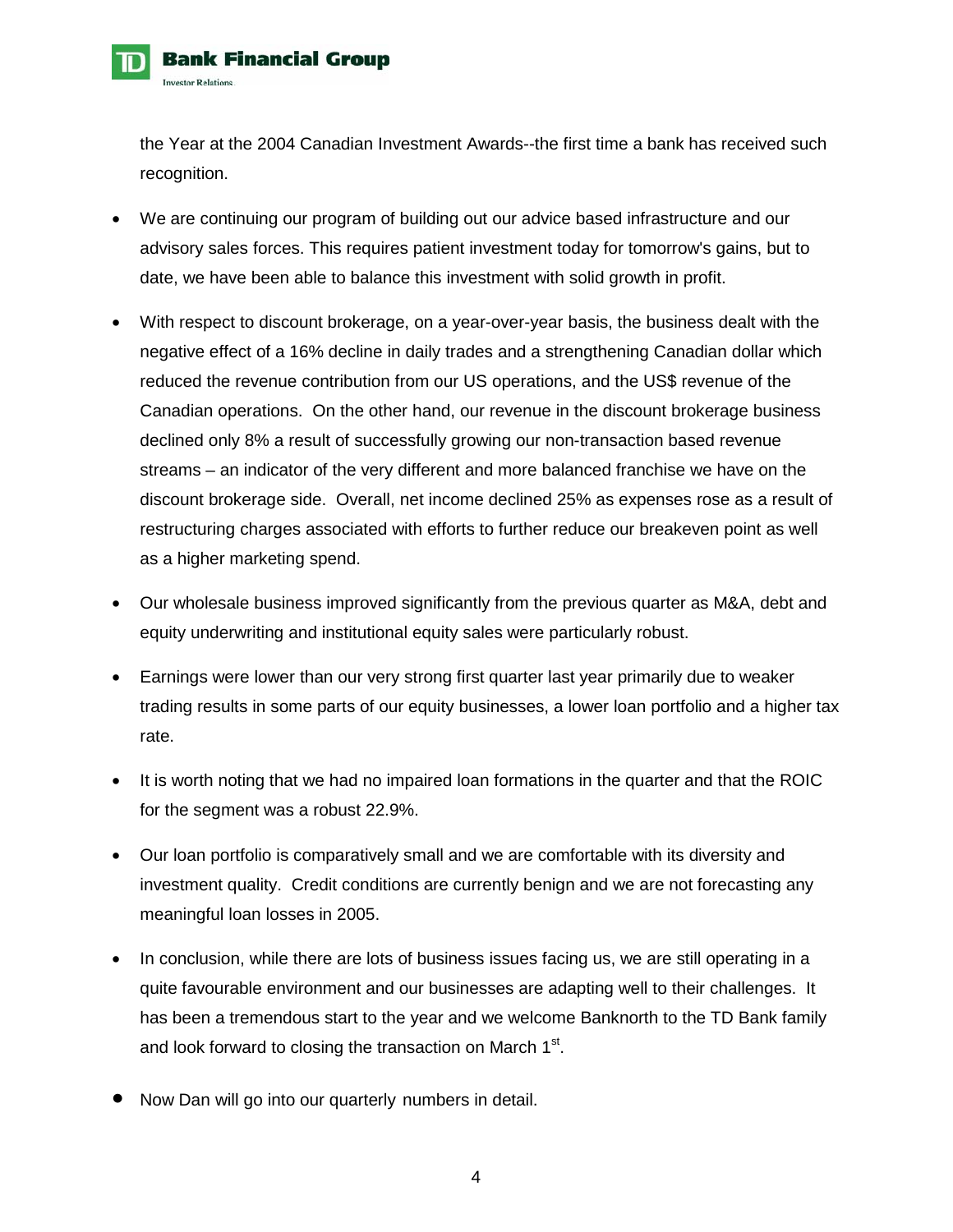the Year at the 2004 Canadian Investment Awards--the first time a bank has received such recognition.

- We are continuing our program of building out our advice based infrastructure and our advisory sales forces. This requires patient investment today for tomorrow's gains, but to date, we have been able to balance this investment with solid growth in profit.
- With respect to discount brokerage, on a year-over-year basis, the business dealt with the negative effect of a 16% decline in daily trades and a strengthening Canadian dollar which reduced the revenue contribution from our US operations, and the US$ revenue of the Canadian operations. On the other hand, our revenue in the discount brokerage business declined only 8% a result of successfully growing our non-transaction based revenue streams – an indicator of the very different and more balanced franchise we have on the discount brokerage side. Overall, net income declined 25% as expenses rose as a result of restructuring charges associated with efforts to further reduce our breakeven point as well as a higher marketing spend.
- Our wholesale business improved significantly from the previous quarter as M&A, debt and equity underwriting and institutional equity sales were particularly robust.
- Earnings were lower than our very strong first quarter last year primarily due to weaker trading results in some parts of our equity businesses, a lower loan portfolio and a higher tax rate.
- It is worth noting that we had no impaired loan formations in the quarter and that the ROIC for the segment was a robust 22.9%.
- Our loan portfolio is comparatively small and we are comfortable with its diversity and investment quality. Credit conditions are currently benign and we are not forecasting any meaningful loan losses in 2005.
- In conclusion, while there are lots of business issues facing us, we are still operating in a quite favourable environment and our businesses are adapting well to their challenges. It has been a tremendous start to the year and we welcome Banknorth to the TD Bank family and look forward to closing the transaction on March 1st.
- Now Dan will go into our quarterly numbers in detail.